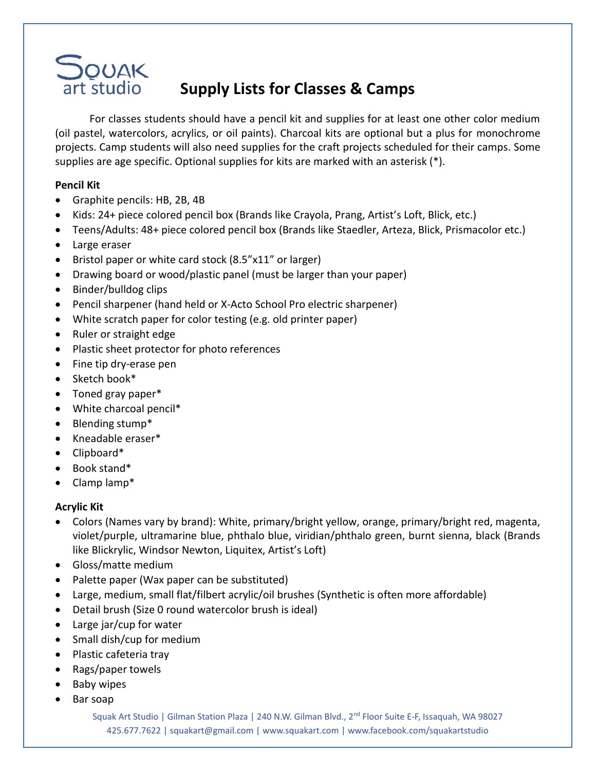Squak art studio

# Supply Lists for Classes & Camps

For classes students should have a pencil kit and supplies for at least one other color medium (oil pastel, watercolors, acrylics, or oil paints). Charcoal kits are optional but a plus for monochrome projects. Camp students will also need supplies for the craft projects scheduled for their camps. Some supplies are age specific. Optional supplies for kits are marked with an asterisk (*).

**Pencil Kit**

- Graphite pencils: HB, 2B, 4B
- Kids: 24+ piece colored pencil box (Brands like Crayola, Prang, Artist's Loft, Blick, etc.)
- Teens/Adults: 48+ piece colored pencil box (Brands like Staedler, Arteza, Blick, Prismacolor etc.)
- Large eraser
- Bristol paper or white card stock (8.5"x11" or larger)
- Drawing board or wood/plastic panel (must be larger than your paper)
- Binder/bulldog clips
- Pencil sharpener (hand held or X-Acto School Pro electric sharpener)
- White scratch paper for color testing (e.g. old printer paper)
- Ruler or straight edge
- Plastic sheet protector for photo references
- Fine tip dry-erase pen
- Sketch book*
- Toned gray paper*
- White charcoal pencil*
- Blending stump*
- Kneadable eraser*
- Clipboard*
- Book stand*
- Clamp lamp*

**Acrylic Kit**

- Colors (Names vary by brand): White, primary/bright yellow, orange, primary/bright red, magenta, violet/purple, ultramarine blue, phthalo blue, viridian/phthalo green, burnt sienna, black (Brands like Blickrylic, Windsor Newton, Liquitex, Artist's Loft)
- Gloss/matte medium
- Palette paper (Wax paper can be substituted)
- Large, medium, small flat/filbert acrylic/oil brushes (Synthetic is often more affordable)
- Detail brush (Size 0 round watercolor brush is ideal)
- Large jar/cup for water
- Small dish/cup for medium
- Plastic cafeteria tray
- Rags/paper towels
- Baby wipes
- Bar soap

Squak Art Studio | Gilman Station Plaza | 240 N.W. Gilman Blvd., 2nd Floor Suite E-F, Issaquah, WA 98027
425.677.7622 | squakart@gmail.com | www.squakart.com | www.facebook.com/squakartstudio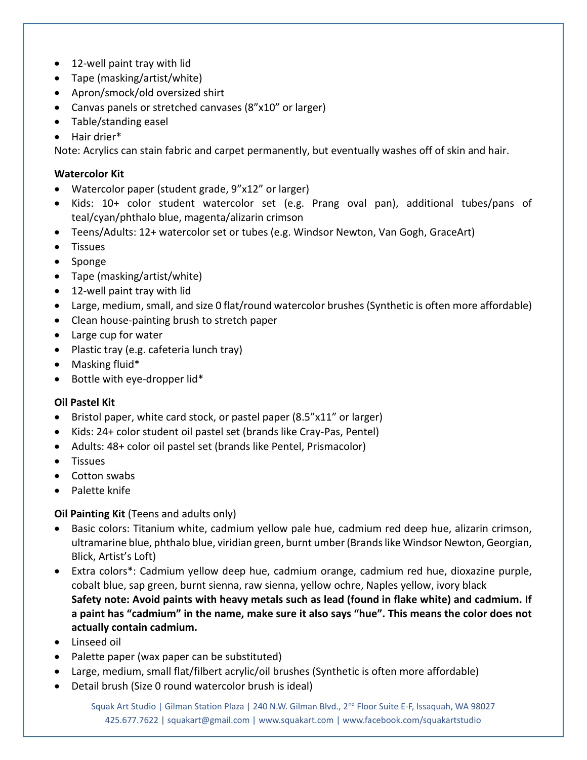- 12-well paint tray with lid
- Tape (masking/artist/white)
- Apron/smock/old oversized shirt
- Canvas panels or stretched canvases (8"x10" or larger)
- Table/standing easel
- Hair drier*

Note: Acrylics can stain fabric and carpet permanently, but eventually washes off of skin and hair.

**Watercolor Kit**

- Watercolor paper (student grade, 9"x12" or larger)
- Kids: 10+ color student watercolor set (e.g. Prang oval pan), additional tubes/pans of teal/cyan/phthalo blue, magenta/alizarin crimson
- Teens/Adults: 12+ watercolor set or tubes (e.g. Windsor Newton, Van Gogh, GraceArt)
- Tissues
- Sponge
- Tape (masking/artist/white)
- 12-well paint tray with lid
- Large, medium, small, and size 0 flat/round watercolor brushes (Synthetic is often more affordable)
- Clean house-painting brush to stretch paper
- Large cup for water
- Plastic tray (e.g. cafeteria lunch tray)
- Masking fluid*
- Bottle with eye-dropper lid*

**Oil Pastel Kit**

- Bristol paper, white card stock, or pastel paper (8.5"x11" or larger)
- Kids: 24+ color student oil pastel set (brands like Cray-Pas, Pentel)
- Adults: 48+ color oil pastel set (brands like Pentel, Prismacolor)
- Tissues
- Cotton swabs
- Palette knife

**Oil Painting Kit** (Teens and adults only)

- Basic colors: Titanium white, cadmium yellow pale hue, cadmium red deep hue, alizarin crimson, ultramarine blue, phthalo blue, viridian green, burnt umber (Brands like Windsor Newton, Georgian, Blick, Artist's Loft)
- Extra colors*: Cadmium yellow deep hue, cadmium orange, cadmium red hue, dioxazine purple, cobalt blue, sap green, burnt sienna, raw sienna, yellow ochre, Naples yellow, ivory black
  **Safety note: Avoid paints with heavy metals such as lead (found in flake white) and cadmium. If a paint has "cadmium" in the name, make sure it also says "hue". This means the color does not actually contain cadmium.**
- Linseed oil
- Palette paper (wax paper can be substituted)
- Large, medium, small flat/filbert acrylic/oil brushes (Synthetic is often more affordable)
- Detail brush (Size 0 round watercolor brush is ideal)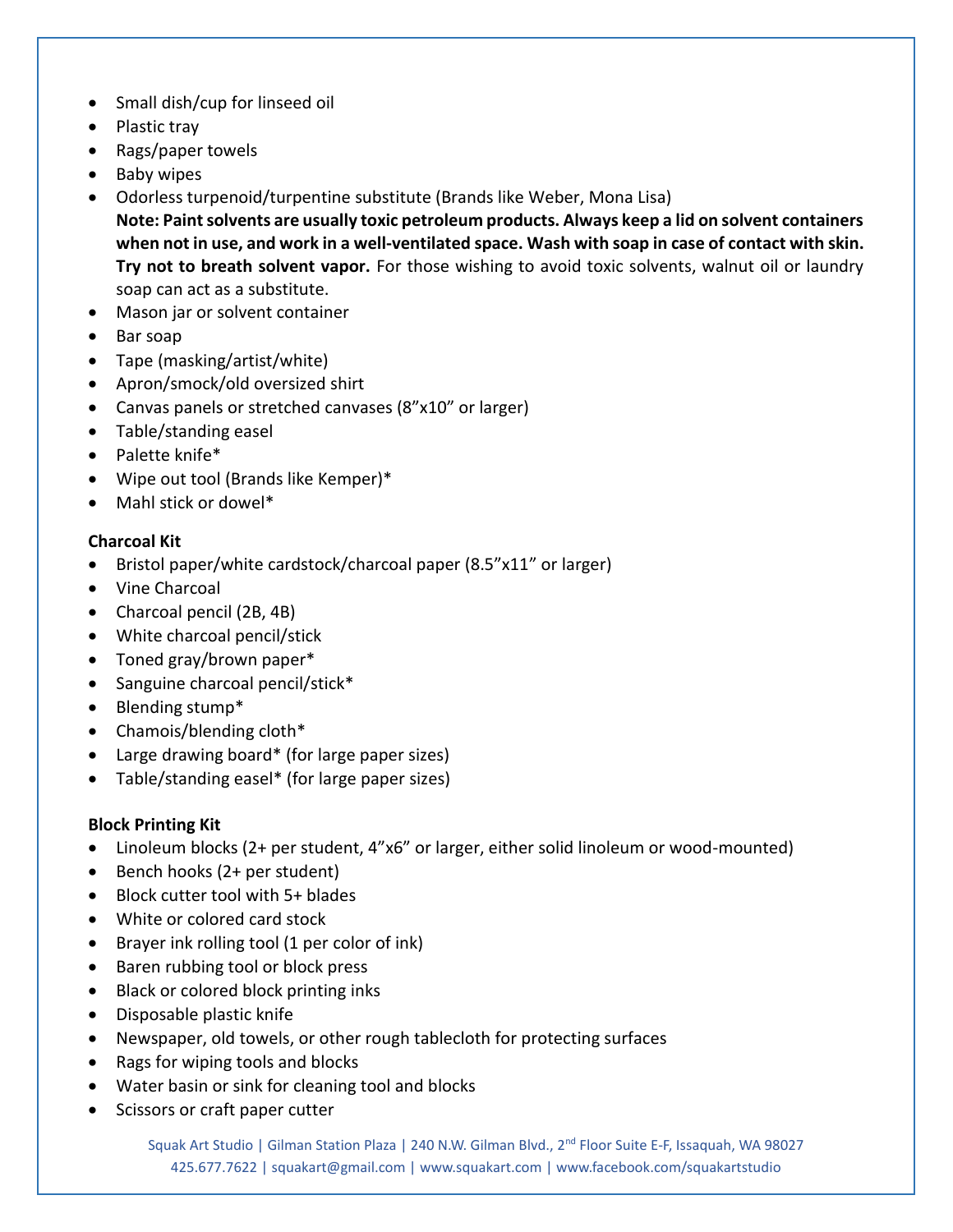- Small dish/cup for linseed oil
- Plastic tray
- Rags/paper towels
- Baby wipes
- Odorless turpenoid/turpentine substitute (Brands like Weber, Mona Lisa)
  **Note: Paint solvents are usually toxic petroleum products. Always keep a lid on solvent containers when not in use, and work in a well-ventilated space. Wash with soap in case of contact with skin. Try not to breath solvent vapor.** For those wishing to avoid toxic solvents, walnut oil or laundry soap can act as a substitute.
- Mason jar or solvent container
- Bar soap
- Tape (masking/artist/white)
- Apron/smock/old oversized shirt
- Canvas panels or stretched canvases (8"x10" or larger)
- Table/standing easel
- Palette knife*
- Wipe out tool (Brands like Kemper)*
- Mahl stick or dowel*

**Charcoal Kit**

- Bristol paper/white cardstock/charcoal paper (8.5"x11" or larger)
- Vine Charcoal
- Charcoal pencil (2B, 4B)
- White charcoal pencil/stick
- Toned gray/brown paper*
- Sanguine charcoal pencil/stick*
- Blending stump*
- Chamois/blending cloth*
- Large drawing board* (for large paper sizes)
- Table/standing easel* (for large paper sizes)

**Block Printing Kit**

- Linoleum blocks (2+ per student, 4"x6" or larger, either solid linoleum or wood-mounted)
- Bench hooks (2+ per student)
- Block cutter tool with 5+ blades
- White or colored card stock
- Brayer ink rolling tool (1 per color of ink)
- Baren rubbing tool or block press
- Black or colored block printing inks
- Disposable plastic knife
- Newspaper, old towels, or other rough tablecloth for protecting surfaces
- Rags for wiping tools and blocks
- Water basin or sink for cleaning tool and blocks
- Scissors or craft paper cutter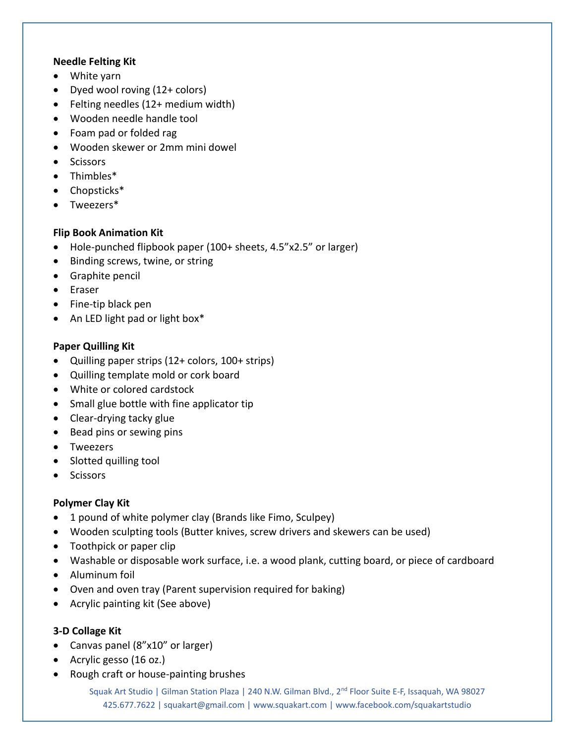**Needle Felting Kit**

- White yarn
- Dyed wool roving (12+ colors)
- Felting needles (12+ medium width)
- Wooden needle handle tool
- Foam pad or folded rag
- Wooden skewer or 2mm mini dowel
- Scissors
- Thimbles*
- Chopsticks*
- Tweezers*

**Flip Book Animation Kit**

- Hole-punched flipbook paper (100+ sheets, 4.5"x2.5" or larger)
- Binding screws, twine, or string
- Graphite pencil
- Eraser
- Fine-tip black pen
- An LED light pad or light box*

**Paper Quilling Kit**

- Quilling paper strips (12+ colors, 100+ strips)
- Quilling template mold or cork board
- White or colored cardstock
- Small glue bottle with fine applicator tip
- Clear-drying tacky glue
- Bead pins or sewing pins
- Tweezers
- Slotted quilling tool
- Scissors

**Polymer Clay Kit**

- 1 pound of white polymer clay (Brands like Fimo, Sculpey)
- Wooden sculpting tools (Butter knives, screw drivers and skewers can be used)
- Toothpick or paper clip
- Washable or disposable work surface, i.e. a wood plank, cutting board, or piece of cardboard
- Aluminum foil
- Oven and oven tray (Parent supervision required for baking)
- Acrylic painting kit (See above)

**3-D Collage Kit**

- Canvas panel (8"x10" or larger)
- Acrylic gesso (16 oz.)
- Rough craft or house-painting brushes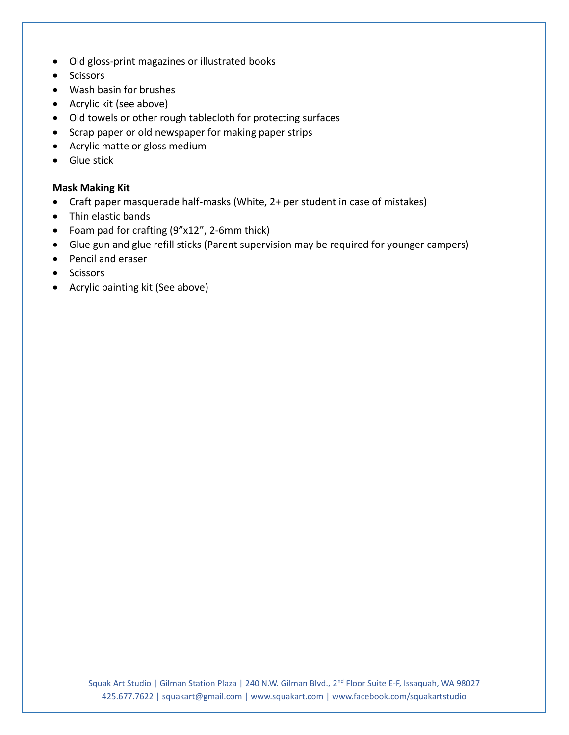- Old gloss-print magazines or illustrated books
- Scissors
- Wash basin for brushes
- Acrylic kit (see above)
- Old towels or other rough tablecloth for protecting surfaces
- Scrap paper or old newspaper for making paper strips
- Acrylic matte or gloss medium
- Glue stick

**Mask Making Kit**

- Craft paper masquerade half-masks (White, 2+ per student in case of mistakes)
- Thin elastic bands
- Foam pad for crafting (9”x12”, 2-6mm thick)
- Glue gun and glue refill sticks (Parent supervision may be required for younger campers)
- Pencil and eraser
- Scissors
- Acrylic painting kit (See above)